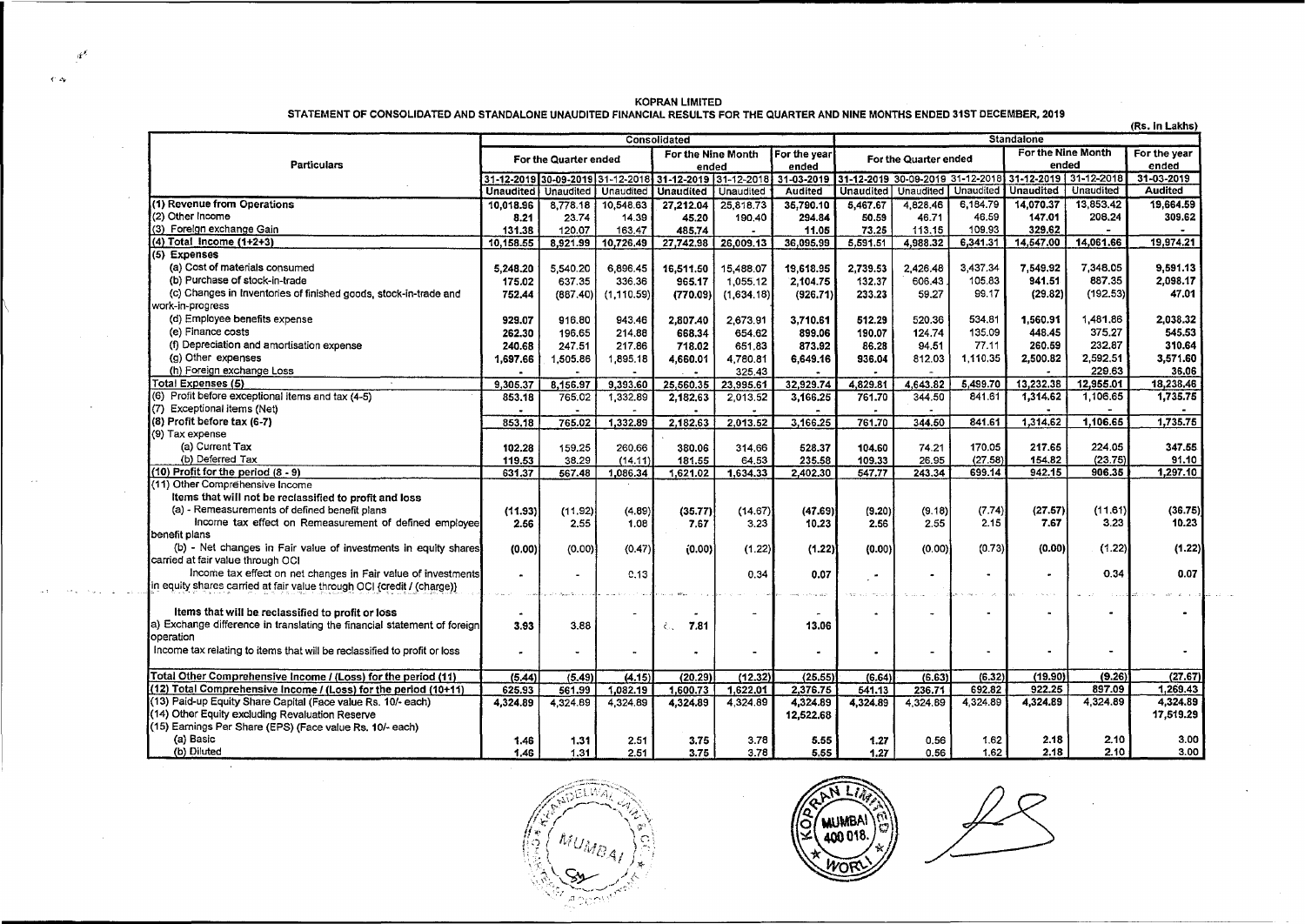# KOPRAN LIMITED

## STATEMENT OF CONSOLIDATED AND STANDALONE UNAUDITED FINANCIAL RESULTS FOR THE QUARTER AND NINE MONTHS ENDED 31ST DECEMBER, 2019

(Rs. in Lakhs)

| Particulars | Consolidated | | | | | | Standalone | | | | | |
|---|---|---|---|---|---|---|---|---|---|---|---|---|
| | For the Quarter ended | | | For the Nine Month ended | | For the year ended | For the Quarter ended | | | For the Nine Month ended | | For the year ended |
| | 31-12-2019 | 30-09-2019 | 31-12-2018 | 31-12-2019 | 31-12-2018 | 31-03-2019 | 31-12-2019 | 30-09-2019 | 31-12-2018 | 31-12-2019 | 31-12-2018 | 31-03-2019 |
| | Unaudited | Unaudited | Unaudited | Unaudited | Unaudited | Audited | Unaudited | Unaudited | Unaudited | Unaudited | Unaudited | Audited |
| (1) Revenue from Operations | 10,018.96 | 8,778.18 | 10,548.63 | 27,212.04 | 25,818.73 | 35,790.10 | 5,467.67 | 4,828.46 | 6,184.79 | 14,070.37 | 13,853.42 | 19,664.59 |
| (2) Other Income | 8.21 | 23.74 | 14.39 | 45.20 | 190.40 | 294.84 | 50.59 | 46.71 | 46.59 | 147.01 | 208.24 | 309.62 |
| (3) Foreign exchange Gain | 131.38 | 120.07 | 163.47 | 485.74 | - | 11.05 | 73.25 | 113.15 | 109.93 | 329.62 | - | - |
| (4) Total Income (1+2+3) | 10,158.55 | 8,921.99 | 10,726.49 | 27,742.98 | 26,009.13 | 36,095.99 | 5,591.51 | 4,988.32 | 6,341.31 | 14,547.00 | 14,061.66 | 19,974.21 |
| (5) Expenses | | | | | | | | | | | | |
| (a) Cost of materials consumed | 5,248.20 | 5,540.20 | 6,896.45 | 16,511.50 | 15,488.07 | 19,618.95 | 2,739.53 | 2,426.48 | 3,437.34 | 7,549.92 | 7,348.05 | 9,591.13 |
| (b) Purchase of stock-in-trade | 175.02 | 637.35 | 336.36 | 965.17 | 1,055.12 | 2,104.75 | 132.37 | 606.43 | 105.83 | 941.51 | 887.35 | 2,098.17 |
| (c) Changes in inventories of finished goods, stock-in-trade and work-in-progress | 752.44 | (867.40) | (1,110.59) | (770.09) | (1,634.18) | (926.71) | 233.23 | 59.27 | 99.17 | (29.82) | (192.53) | 47.01 |
| (d) Employee benefits expense | 929.07 | 916.80 | 943.46 | 2,807.40 | 2,673.91 | 3,710.61 | 512.29 | 520.36 | 534.81 | 1,560.91 | 1,481.86 | 2,038.32 |
| (e) Finance costs | 262.30 | 196.65 | 214.88 | 668.34 | 654.62 | 899.06 | 190.07 | 124.74 | 135.09 | 448.45 | 375.27 | 545.53 |
| (f) Depreciation and amortisation expense | 240.68 | 247.51 | 217.86 | 718.02 | 651.83 | 873.92 | 86.28 | 94.51 | 77.11 | 260.59 | 232.87 | 310.64 |
| (g) Other expenses | 1,697.66 | 1,505.86 | 1,895.18 | 4,660.01 | 4,780.81 | 6,649.16 | 936.04 | 812.03 | 1,110.35 | 2,500.82 | 2,592.51 | 3,571.60 |
| (h) Foreign exchange Loss | - | - | - | - | 325.43 | - | - | - | - | - | 229.63 | 36.06 |
| Total Expenses (5) | 9,305.37 | 8,156.97 | 9,393.60 | 25,560.35 | 23,995.61 | 32,929.74 | 4,829.81 | 4,643.82 | 5,499.70 | 13,232.38 | 12,955.01 | 18,238.46 |
| (6) Profit before exceptional items and tax (4-5) | 853.18 | 765.02 | 1,332.89 | 2,182.63 | 2,013.52 | 3,166.25 | 761.70 | 344.50 | 841.61 | 1,314.62 | 1,106.65 | 1,735.75 |
| (7) Exceptional items (Net) | - | - | - | - | - | - | - | - | - | - | - | - |
| (8) Profit before tax (6-7) | 853.18 | 765.02 | 1,332.89 | 2,182.63 | 2,013.52 | 3,166.25 | 761.70 | 344.50 | 841.61 | 1,314.62 | 1,106.65 | 1,735.75 |
| (9) Tax expense | | | | | | | | | | | | |
| (a) Current Tax | 102.28 | 159.25 | 260.66 | 380.06 | 314.66 | 528.37 | 104.60 | 74.21 | 170.05 | 217.65 | 224.05 | 347.55 |
| (b) Deferred Tax | 119.53 | 38.29 | (14.11) | 181.55 | 64.53 | 235.58 | 109.33 | 26.95 | (27.58) | 154.82 | (23.75) | 91.10 |
| (10) Profit for the period (8 - 9) | 631.37 | 567.48 | 1,086.34 | 1,621.02 | 1,634.33 | 2,402.30 | 547.77 | 243.34 | 699.14 | 942.15 | 906.35 | 1,297.10 |
| (11) Other Comprehensive Income | | | | | | | | | | | | |
| Items that will not be reclassified to profit and loss | | | | | | | | | | | | |
| (a) - Remeasurements of defined benefit plans | (11.93) | (11.92) | (4.89) | (35.77) | (14.67) | (47.69) | (9.20) | (9.18) | (7.74) | (27.57) | (11.61) | (36.75) |
| Income tax effect on Remeasurement of defined employee benefit plans | 2.56 | 2.55 | 1.08 | 7.67 | 3.23 | 10.23 | 2.56 | 2.55 | 2.15 | 7.67 | 3.23 | 10.23 |
| (b) - Net changes in Fair value of investments in equity shares carried at fair value through OCI | (0.00) | (0.00) | (0.47) | (0.00) | (1.22) | (1.22) | (0.00) | (0.00) | (0.73) | (0.00) | (1.22) | (1.22) |
| Income tax effect on net changes in Fair value of investments in equity shares carried at fair value through OCI {credit / (charge)} | - | - | 0.13 | | 0.34 | 0.07 | - | - | - | - | 0.34 | 0.07 |
| Items that will be reclassified to profit or loss | - | | - | - | - | - | - | - | - | - | - | - |
| a) Exchange difference in translating the financial statement of foreign operation | 3.93 | 3.88 | | 7.81 | | 13.06 | | | | | | |
| Income tax relating to items that will be reclassified to profit or loss | - | - | - | - | - | - | - | - | - | - | - | - |
| Total Other Comprehensive Income / (Loss) for the period (11) | (5.44) | (5.49) | (4.15) | (20.29) | (12.32) | (25.55) | (6.64) | (6.63) | (6.32) | (19.90) | (9.26) | (27.67) |
| (12) Total Comprehensive Income / (Loss) for the period (10+11) | 625.93 | 561.99 | 1,082.19 | 1,600.73 | 1,622.01 | 2,376.75 | 541.13 | 236.71 | 692.82 | 922.25 | 897.09 | 1,269.43 |
| (13) Paid-up Equity Share Capital (Face value Rs. 10/- each) | 4,324.89 | 4,324.89 | 4,324.89 | 4,324.89 | 4,324.89 | 4,324.89 | 4,324.89 | 4,324.89 | 4,324.89 | 4,324.89 | 4,324.89 | 4,324.89 |
| (14) Other Equity excluding Revaluation Reserve | | | | | | 12,522.68 | | | | | | 17,519.29 |
| (15) Earnings Per Share (EPS) (Face value Rs. 10/- each) | | | | | | | | | | | | |
| (a) Basic | 1.46 | 1.31 | 2.51 | 3.75 | 3.78 | 5.55 | 1.27 | 0.56 | 1.62 | 2.18 | 2.10 | 3.00 |
| (b) Diluted | 1.46 | 1.31 | 2.51 | 3.75 | 3.78 | 5.55 | 1.27 | 0.56 | 1.62 | 2.18 | 2.10 | 3.00 |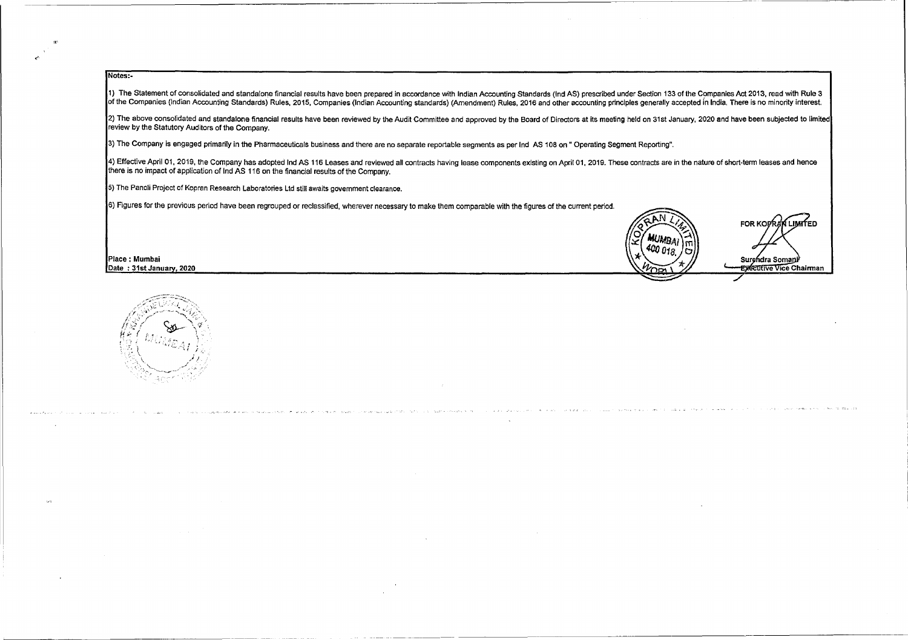**Notes:-**

1) The Statement of consolidated and standalone financial results have been prepared in accordance with Indian Accounting Standards (Ind AS) prescribed under Section 133 of the Companies Act 2013, read with Rule 3 of the Companies (Indian Accounting Standards) Rules, 2015, Companies (Indian Accounting standards) (Amendment) Rules, 2016 and other accounting principles generally accepted in India. There is no minority interest.

2) The above consolidated and standalone financial results have been reviewed by the Audit Committee and approved by the Board of Directors at its meeting held on 31st January, 2020 and have been subjected to limited review by the Statutory Auditors of the Company.

3) The Company is engaged primarily in the Pharmaceuticals business and there are no separate reportable segments as per Ind AS 108 on " Operating Segment Reporting".

4) Effective April 01, 2019, the Company has adopted Ind AS 116 Leases and reviewed all contracts having lease components existing on April 01, 2019. These contracts are in the nature of short-term leases and hence there is no impact of application of Ind AS 116 on the financial results of the Company.

5) The Panoli Project of Kopran Research Laboratories Ltd still awaits government clearance.

6) Figures for the previous period have been regrouped or reclassified, wherever necessary to make them comparable with the figures of the current period.

Place : Mumbai
Date : 31st January, 2020

FOR KOPRAN LIMITED

Surendra Somani
Executive Vice Chairman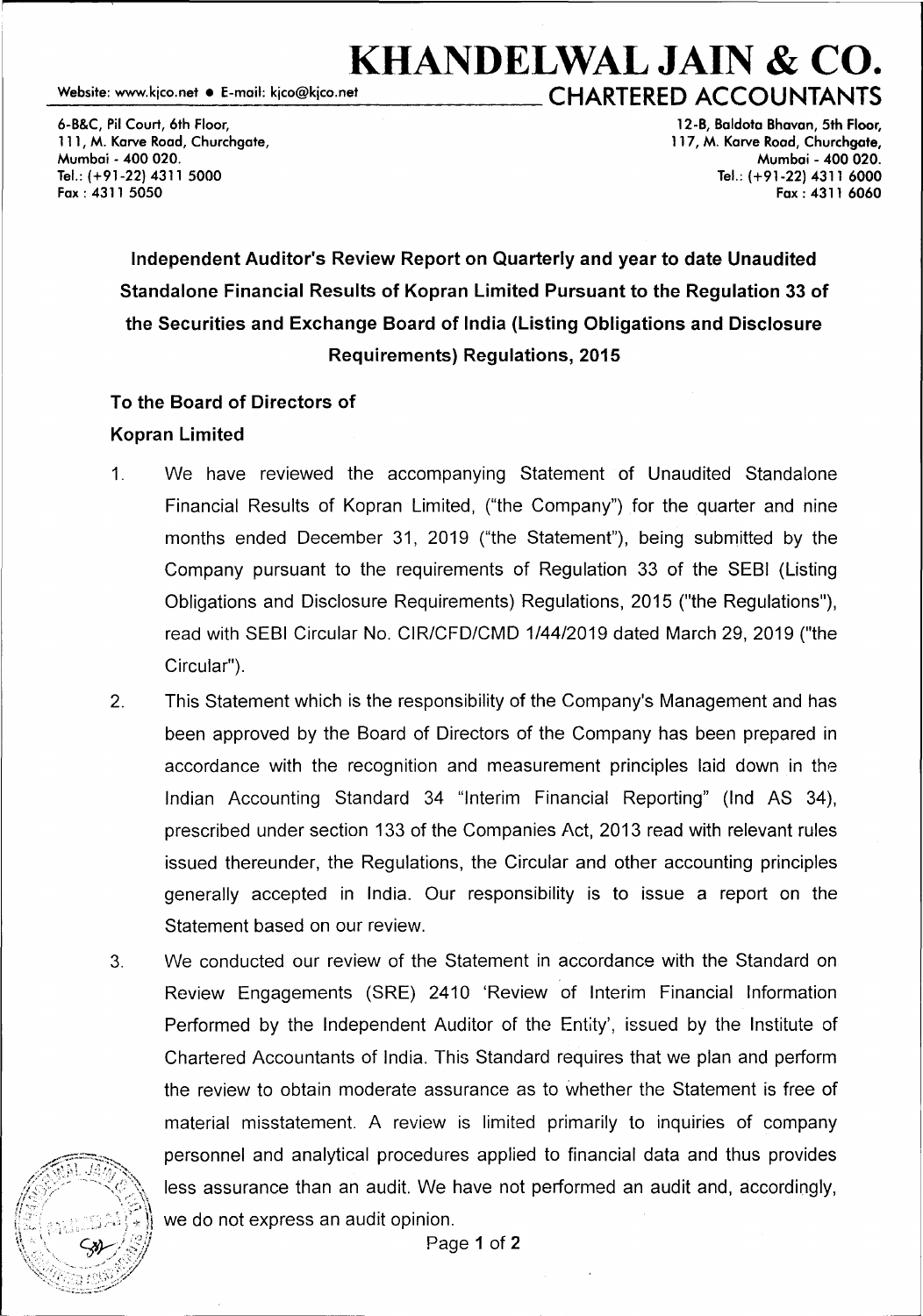# KHANDELWAL JAIN & CO.

Website: www.kjco.net • E-mail: kjco@kjco.net

## CHARTERED ACCOUNTANTS

6-B&C, Pil Court, 6th Floor,
111, M. Karve Road, Churchgate,
Mumbai - 400 020.
Tel.: (+91-22) 4311 5000
Fax : 4311 5050

12-B, Baldota Bhavan, 5th Floor,
117, M. Karve Road, Churchgate,
Mumbai - 400 020.
Tel.: (+91-22) 4311 6000
Fax : 4311 6060

**Independent Auditor's Review Report on Quarterly and year to date Unaudited Standalone Financial Results of Kopran Limited Pursuant to the Regulation 33 of the Securities and Exchange Board of India (Listing Obligations and Disclosure Requirements) Regulations, 2015**

**To the Board of Directors of**
**Kopran Limited**

1. We have reviewed the accompanying Statement of Unaudited Standalone Financial Results of Kopran Limited, ("the Company") for the quarter and nine months ended December 31, 2019 ("the Statement"), being submitted by the Company pursuant to the requirements of Regulation 33 of the SEBI (Listing Obligations and Disclosure Requirements) Regulations, 2015 ("the Regulations"), read with SEBI Circular No. CIR/CFD/CMD 1/44/2019 dated March 29, 2019 ("the Circular").

2. This Statement which is the responsibility of the Company's Management and has been approved by the Board of Directors of the Company has been prepared in accordance with the recognition and measurement principles laid down in the Indian Accounting Standard 34 "Interim Financial Reporting" (Ind AS 34), prescribed under section 133 of the Companies Act, 2013 read with relevant rules issued thereunder, the Regulations, the Circular and other accounting principles generally accepted in India. Our responsibility is to issue a report on the Statement based on our review.

3. We conducted our review of the Statement in accordance with the Standard on Review Engagements (SRE) 2410 'Review of Interim Financial Information Performed by the Independent Auditor of the Entity', issued by the Institute of Chartered Accountants of India. This Standard requires that we plan and perform the review to obtain moderate assurance as to whether the Statement is free of material misstatement. A review is limited primarily to inquiries of company personnel and analytical procedures applied to financial data and thus provides less assurance than an audit. We have not performed an audit and, accordingly, we do not express an audit opinion.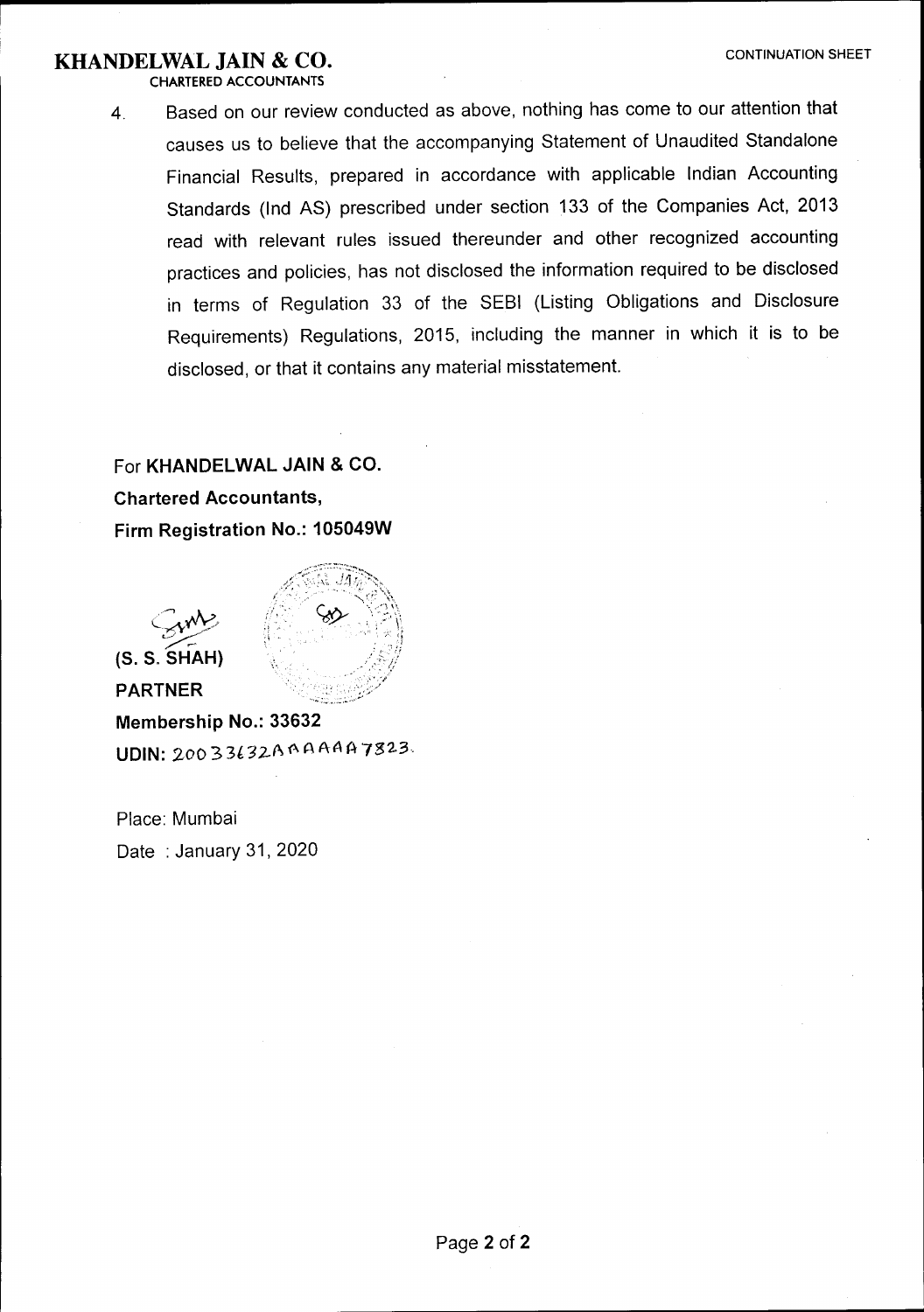**KHANDELWAL JAIN & CO.**
CHARTERED ACCOUNTANTS

CONTINUATION SHEET

4. Based on our review conducted as above, nothing has come to our attention that causes us to believe that the accompanying Statement of Unaudited Standalone Financial Results, prepared in accordance with applicable Indian Accounting Standards (Ind AS) prescribed under section 133 of the Companies Act, 2013 read with relevant rules issued thereunder and other recognized accounting practices and policies, has not disclosed the information required to be disclosed in terms of Regulation 33 of the SEBI (Listing Obligations and Disclosure Requirements) Regulations, 2015, including the manner in which it is to be disclosed, or that it contains any material misstatement.

For **KHANDELWAL JAIN & CO.**
**Chartered Accountants,**
**Firm Registration No.: 105049W**

**(S. S. SHAH)**
**PARTNER**
**Membership No.: 33632**
**UDIN:** 20033632AAAAAA7823

Place: Mumbai
Date : January 31, 2020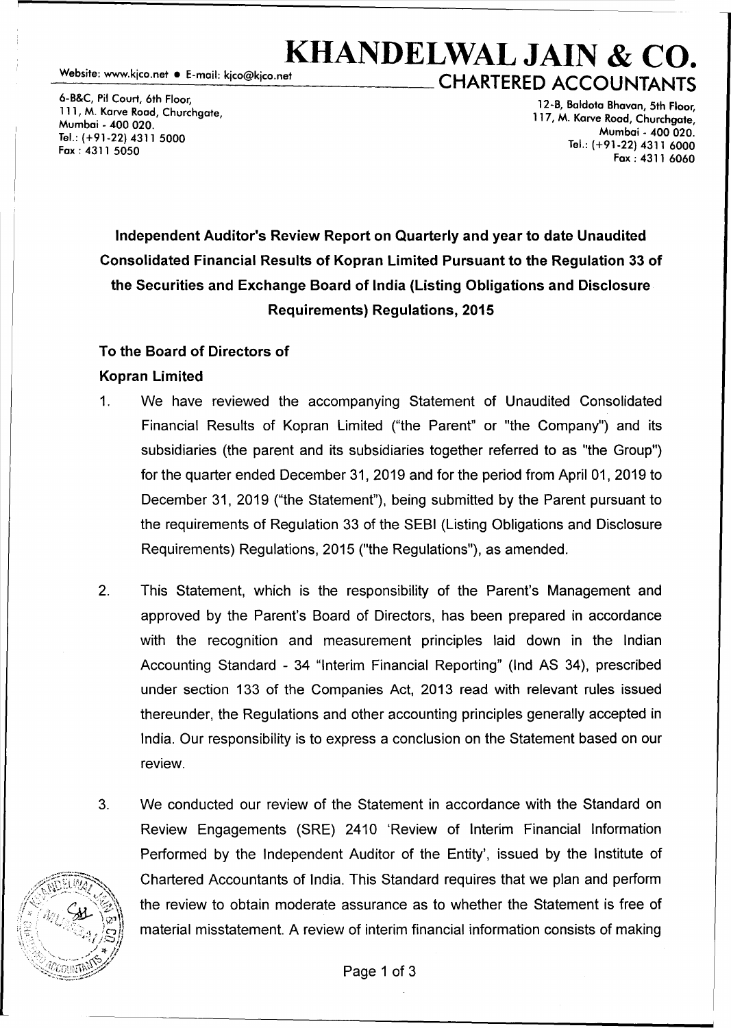# KHANDELWAL JAIN & CO.

Website: www.kjco.net • E-mail: kjco@kjco.net

## CHARTERED ACCOUNTANTS

6-B&C, Pil Court, 6th Floor,
111, M. Karve Road, Churchgate,
Mumbai - 400 020.
Tel.: (+91-22) 4311 5000
Fax : 4311 5050

12-B, Baldota Bhavan, 5th Floor,
117, M. Karve Road, Churchgate,
Mumbai - 400 020.
Tel.: (+91-22) 4311 6000
Fax : 4311 6060

**Independent Auditor's Review Report on Quarterly and year to date Unaudited Consolidated Financial Results of Kopran Limited Pursuant to the Regulation 33 of the Securities and Exchange Board of India (Listing Obligations and Disclosure Requirements) Regulations, 2015**

**To the Board of Directors of**
**Kopran Limited**

1. We have reviewed the accompanying Statement of Unaudited Consolidated Financial Results of Kopran Limited ("the Parent" or "the Company") and its subsidiaries (the parent and its subsidiaries together referred to as "the Group") for the quarter ended December 31, 2019 and for the period from April 01, 2019 to December 31, 2019 ("the Statement"), being submitted by the Parent pursuant to the requirements of Regulation 33 of the SEBI (Listing Obligations and Disclosure Requirements) Regulations, 2015 ("the Regulations"), as amended.

2. This Statement, which is the responsibility of the Parent's Management and approved by the Parent's Board of Directors, has been prepared in accordance with the recognition and measurement principles laid down in the Indian Accounting Standard - 34 "Interim Financial Reporting" (Ind AS 34), prescribed under section 133 of the Companies Act, 2013 read with relevant rules issued thereunder, the Regulations and other accounting principles generally accepted in India. Our responsibility is to express a conclusion on the Statement based on our review.

3. We conducted our review of the Statement in accordance with the Standard on Review Engagements (SRE) 2410 'Review of Interim Financial Information Performed by the Independent Auditor of the Entity', issued by the Institute of Chartered Accountants of India. This Standard requires that we plan and perform the review to obtain moderate assurance as to whether the Statement is free of material misstatement. A review of interim financial information consists of making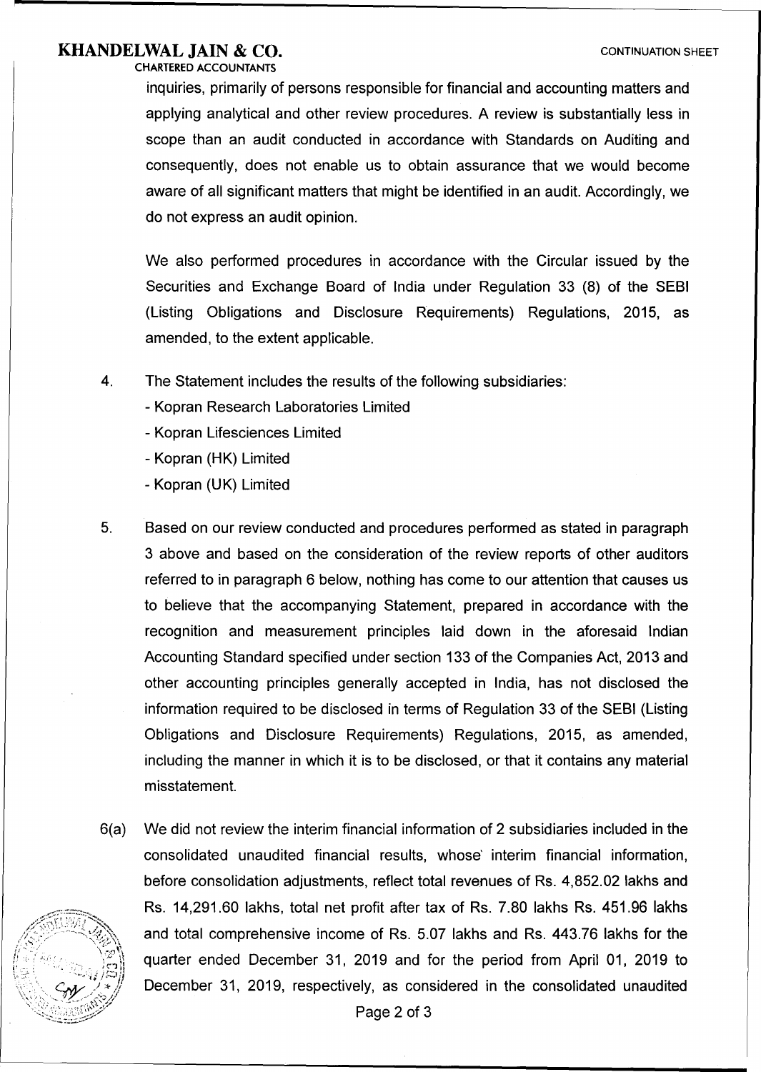inquiries, primarily of persons responsible for financial and accounting matters and applying analytical and other review procedures. A review is substantially less in scope than an audit conducted in accordance with Standards on Auditing and consequently, does not enable us to obtain assurance that we would become aware of all significant matters that might be identified in an audit. Accordingly, we do not express an audit opinion.

We also performed procedures in accordance with the Circular issued by the Securities and Exchange Board of India under Regulation 33 (8) of the SEBI (Listing Obligations and Disclosure Requirements) Regulations, 2015, as amended, to the extent applicable.

4. The Statement includes the results of the following subsidiaries:
   - Kopran Research Laboratories Limited
   - Kopran Lifesciences Limited
   - Kopran (HK) Limited
   - Kopran (UK) Limited

5. Based on our review conducted and procedures performed as stated in paragraph 3 above and based on the consideration of the review reports of other auditors referred to in paragraph 6 below, nothing has come to our attention that causes us to believe that the accompanying Statement, prepared in accordance with the recognition and measurement principles laid down in the aforesaid Indian Accounting Standard specified under section 133 of the Companies Act, 2013 and other accounting principles generally accepted in India, has not disclosed the information required to be disclosed in terms of Regulation 33 of the SEBI (Listing Obligations and Disclosure Requirements) Regulations, 2015, as amended, including the manner in which it is to be disclosed, or that it contains any material misstatement.

6(a) We did not review the interim financial information of 2 subsidiaries included in the consolidated unaudited financial results, whose interim financial information, before consolidation adjustments, reflect total revenues of Rs. 4,852.02 lakhs and Rs. 14,291.60 lakhs, total net profit after tax of Rs. 7.80 lakhs Rs. 451.96 lakhs and total comprehensive income of Rs. 5.07 lakhs and Rs. 443.76 lakhs for the quarter ended December 31, 2019 and for the period from April 01, 2019 to December 31, 2019, respectively, as considered in the consolidated unaudited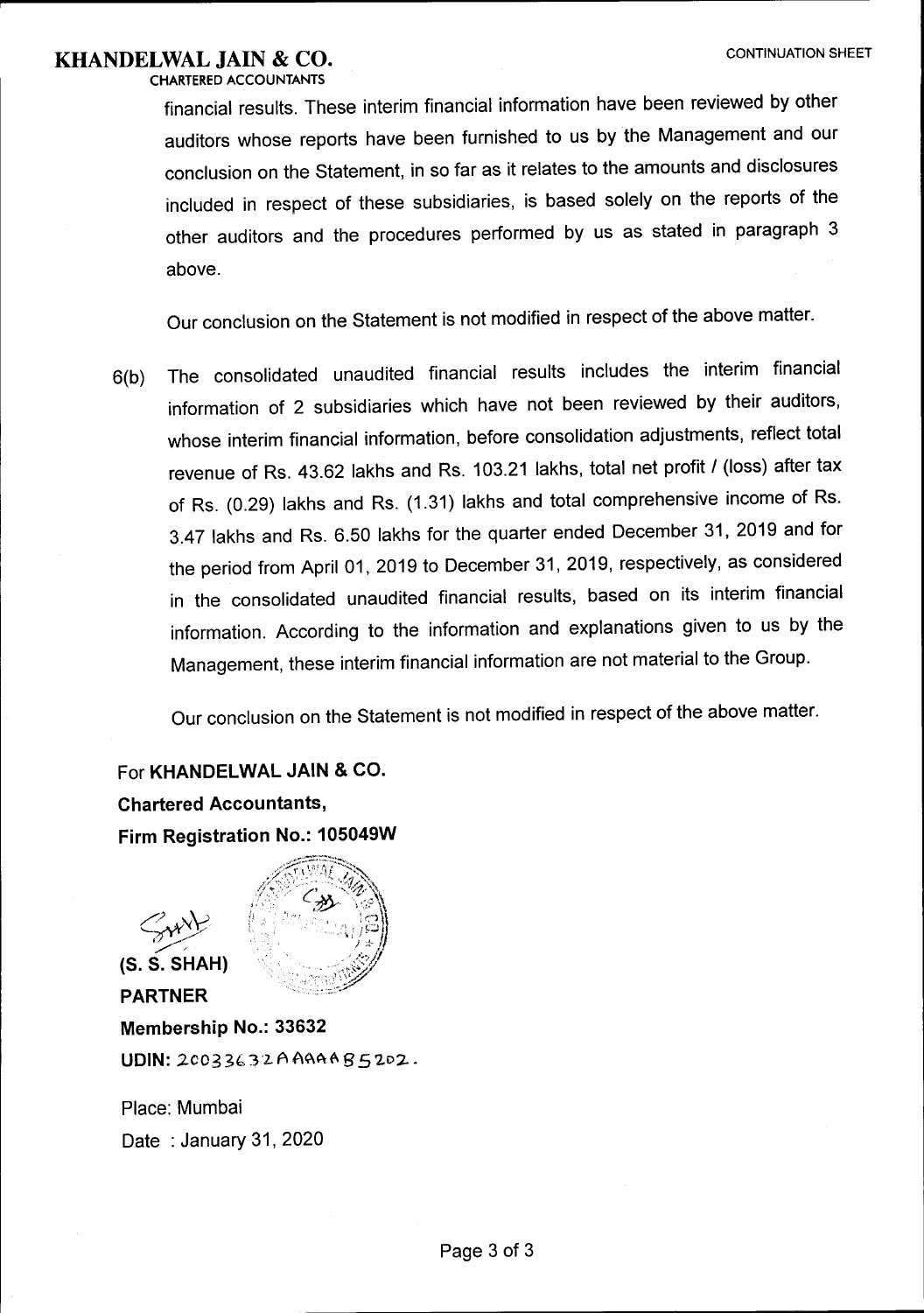financial results. These interim financial information have been reviewed by other auditors whose reports have been furnished to us by the Management and our conclusion on the Statement, in so far as it relates to the amounts and disclosures included in respect of these subsidiaries, is based solely on the reports of the other auditors and the procedures performed by us as stated in paragraph 3 above.

Our conclusion on the Statement is not modified in respect of the above matter.

6(b) The consolidated unaudited financial results includes the interim financial information of 2 subsidiaries which have not been reviewed by their auditors, whose interim financial information, before consolidation adjustments, reflect total revenue of Rs. 43.62 lakhs and Rs. 103.21 lakhs, total net profit / (loss) after tax of Rs. (0.29) lakhs and Rs. (1.31) lakhs and total comprehensive income of Rs. 3.47 lakhs and Rs. 6.50 lakhs for the quarter ended December 31, 2019 and for the period from April 01, 2019 to December 31, 2019, respectively, as considered in the consolidated unaudited financial results, based on its interim financial information. According to the information and explanations given to us by the Management, these interim financial information are not material to the Group.

Our conclusion on the Statement is not modified in respect of the above matter.

For **KHANDELWAL JAIN & CO.**
**Chartered Accountants,**
**Firm Registration No.: 105049W**

**(S. S. SHAH)**
**PARTNER**
**Membership No.: 33632**
**UDIN:** 20033632AAAAB5202.

Place: Mumbai
Date : January 31, 2020